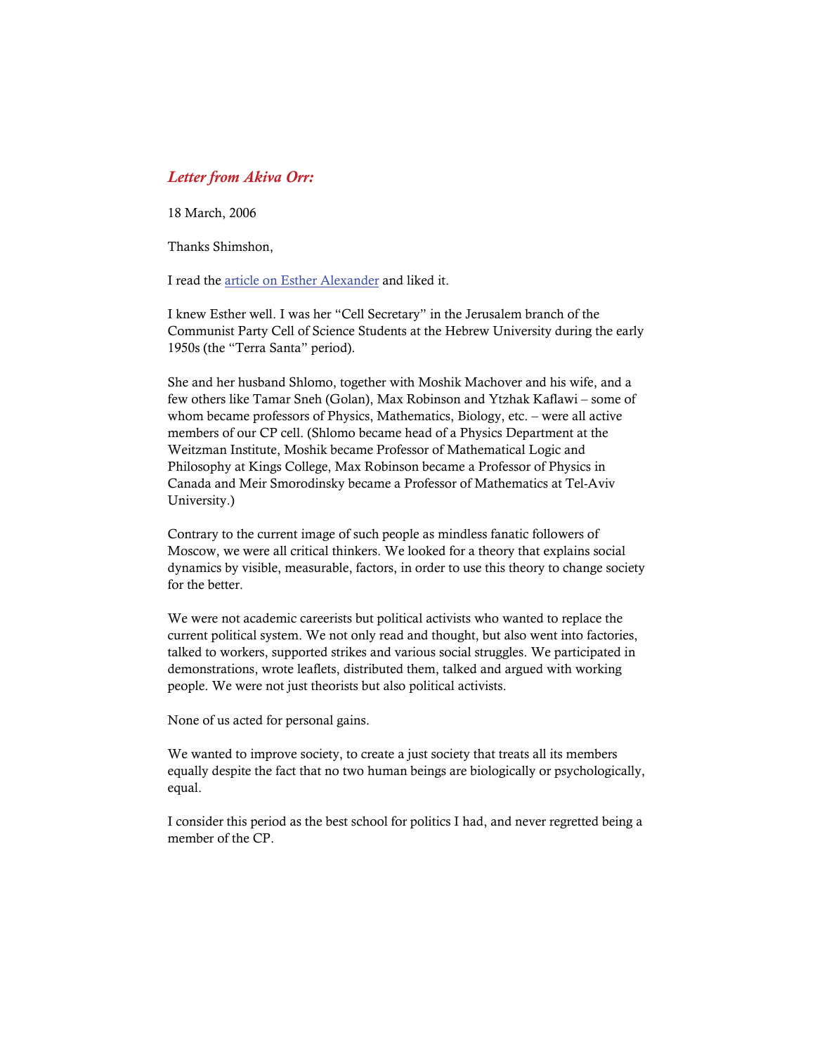*Letter from Akiva Orr:*

18 March, 2006

Thanks Shimshon,

I read the article on Esther Alexander and liked it.

I knew Esther well. I was her "Cell Secretary" in the Jerusalem branch of the Communist Party Cell of Science Students at the Hebrew University during the early 1950s (the "Terra Santa" period).

She and her husband Shlomo, together with Moshik Machover and his wife, and a few others like Tamar Sneh (Golan), Max Robinson and Ytzhak Kaflawi – some of whom became professors of Physics, Mathematics, Biology, etc. – were all active members of our CP cell. (Shlomo became head of a Physics Department at the Weitzman Institute, Moshik became Professor of Mathematical Logic and Philosophy at Kings College, Max Robinson became a Professor of Physics in Canada and Meir Smorodinsky became a Professor of Mathematics at Tel-Aviv University.)

Contrary to the current image of such people as mindless fanatic followers of Moscow, we were all critical thinkers. We looked for a theory that explains social dynamics by visible, measurable, factors, in order to use this theory to change society for the better.

We were not academic careerists but political activists who wanted to replace the current political system. We not only read and thought, but also went into factories, talked to workers, supported strikes and various social struggles. We participated in demonstrations, wrote leaflets, distributed them, talked and argued with working people. We were not just theorists but also political activists.

None of us acted for personal gains.

We wanted to improve society, to create a just society that treats all its members equally despite the fact that no two human beings are biologically or psychologically, equal.

I consider this period as the best school for politics I had, and never regretted being a member of the CP.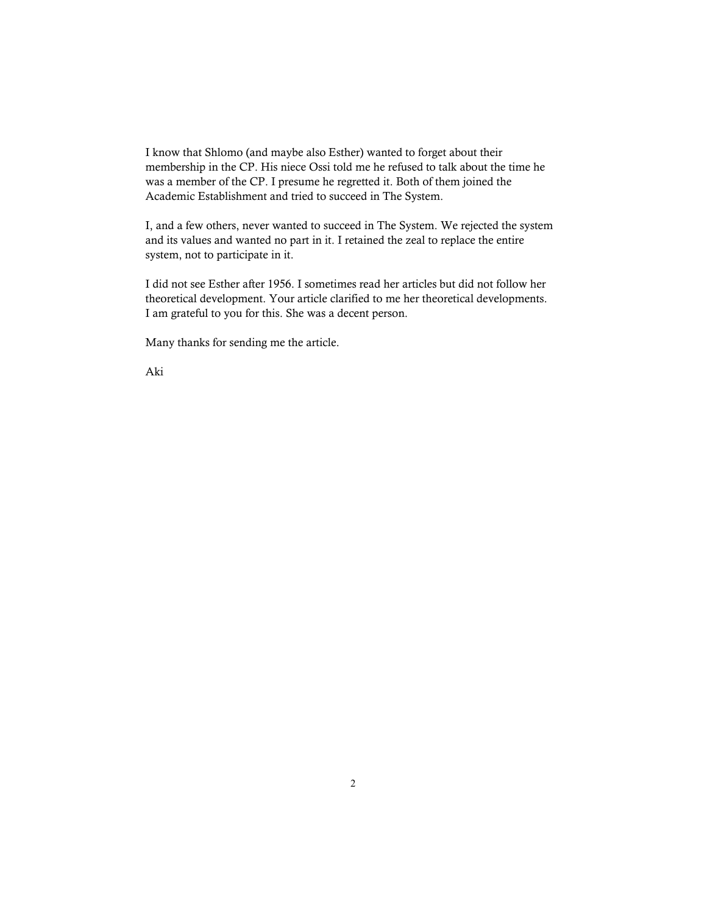I know that Shlomo (and maybe also Esther) wanted to forget about their membership in the CP. His niece Ossi told me he refused to talk about the time he was a member of the CP. I presume he regretted it. Both of them joined the Academic Establishment and tried to succeed in The System.

I, and a few others, never wanted to succeed in The System. We rejected the system and its values and wanted no part in it. I retained the zeal to replace the entire system, not to participate in it.

I did not see Esther after 1956. I sometimes read her articles but did not follow her theoretical development. Your article clarified to me her theoretical developments. I am grateful to you for this. She was a decent person.

Many thanks for sending me the article.

Aki